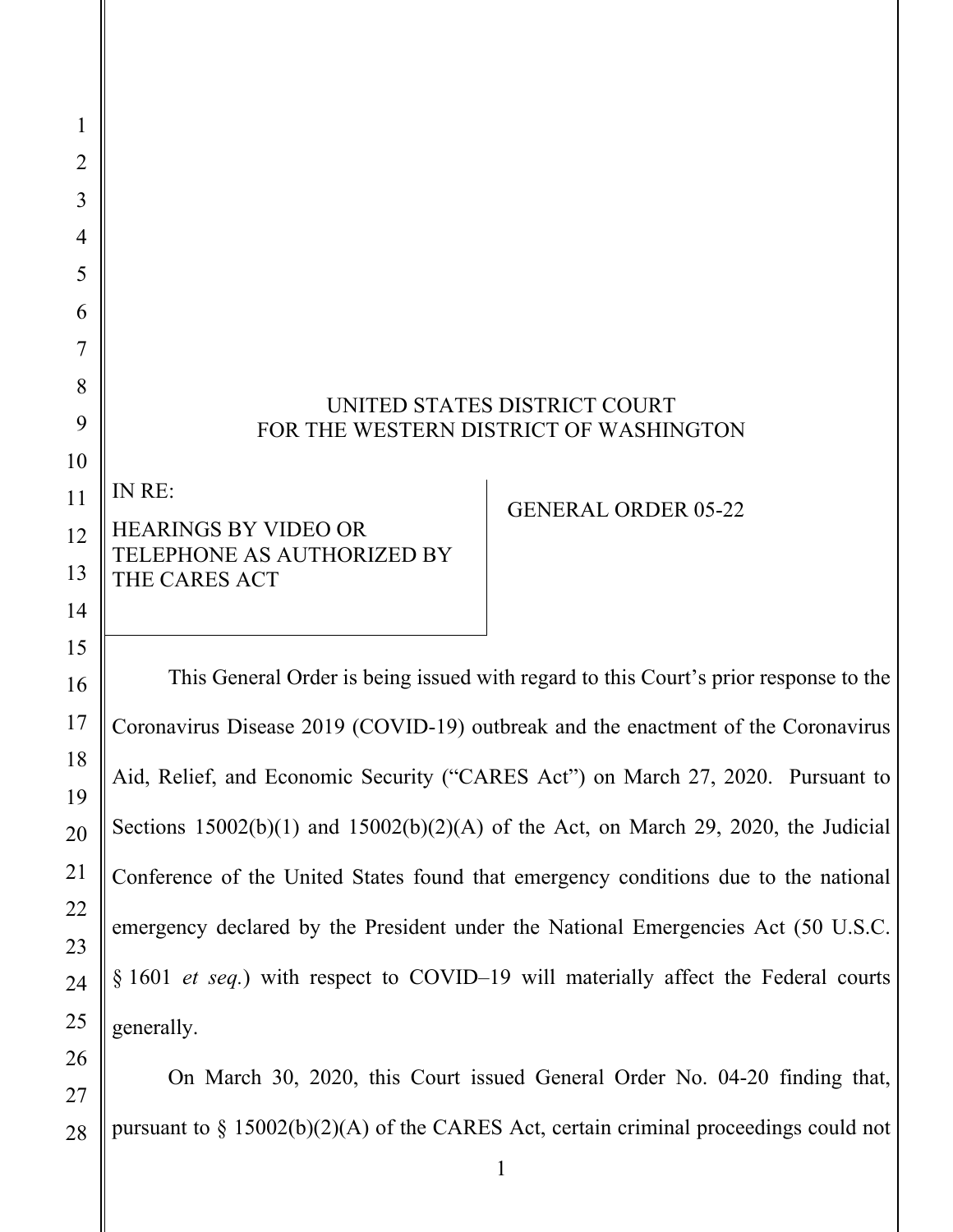UNITED STATES DISTRICT COURT
FOR THE WESTERN DISTRICT OF WASHINGTON

IN RE:

HEARINGS BY VIDEO OR TELEPHONE AS AUTHORIZED BY THE CARES ACT

GENERAL ORDER 05-22

This General Order is being issued with regard to this Court's prior response to the Coronavirus Disease 2019 (COVID-19) outbreak and the enactment of the Coronavirus Aid, Relief, and Economic Security ("CARES Act") on March 27, 2020. Pursuant to Sections 15002(b)(1) and 15002(b)(2)(A) of the Act, on March 29, 2020, the Judicial Conference of the United States found that emergency conditions due to the national emergency declared by the President under the National Emergencies Act (50 U.S.C. § 1601 *et seq.*) with respect to COVID–19 will materially affect the Federal courts generally.

On March 30, 2020, this Court issued General Order No. 04-20 finding that, pursuant to § 15002(b)(2)(A) of the CARES Act, certain criminal proceedings could not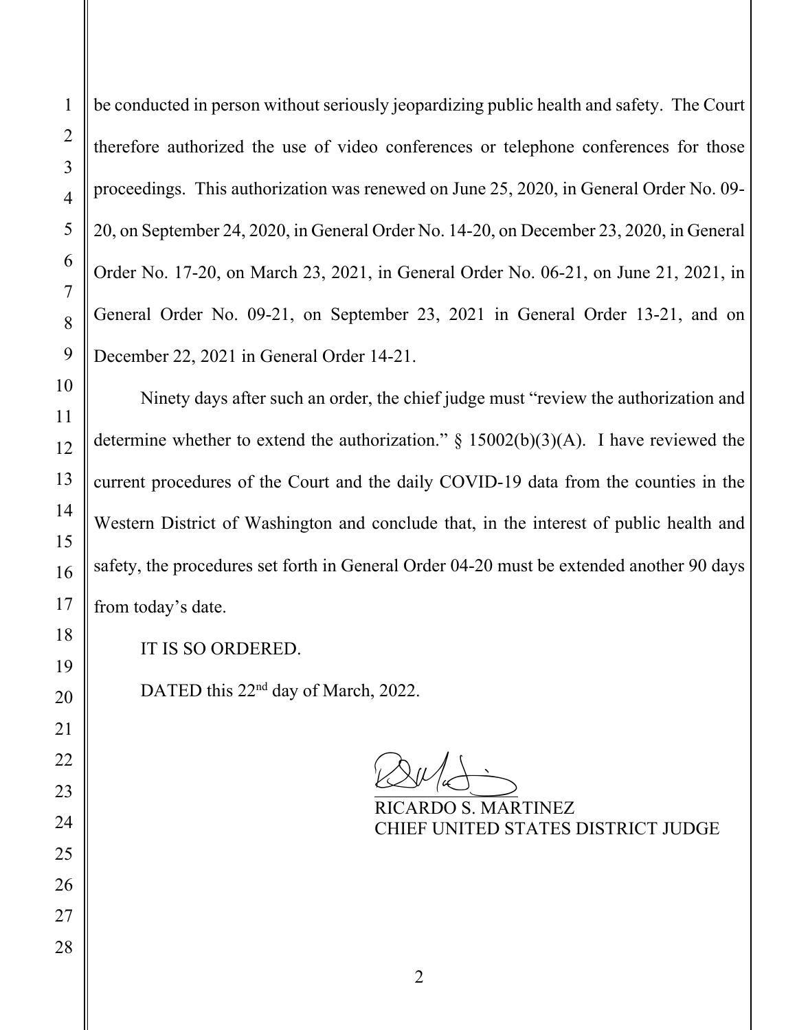be conducted in person without seriously jeopardizing public health and safety. The Court therefore authorized the use of video conferences or telephone conferences for those proceedings. This authorization was renewed on June 25, 2020, in General Order No. 09-20, on September 24, 2020, in General Order No. 14-20, on December 23, 2020, in General Order No. 17-20, on March 23, 2021, in General Order No. 06-21, on June 21, 2021, in General Order No. 09-21, on September 23, 2021 in General Order 13-21, and on December 22, 2021 in General Order 14-21.

Ninety days after such an order, the chief judge must "review the authorization and determine whether to extend the authorization." § 15002(b)(3)(A). I have reviewed the current procedures of the Court and the daily COVID-19 data from the counties in the Western District of Washington and conclude that, in the interest of public health and safety, the procedures set forth in General Order 04-20 must be extended another 90 days from today's date.

IT IS SO ORDERED.

DATED this 22nd day of March, 2022.

RICARDO S. MARTINEZ
CHIEF UNITED STATES DISTRICT JUDGE